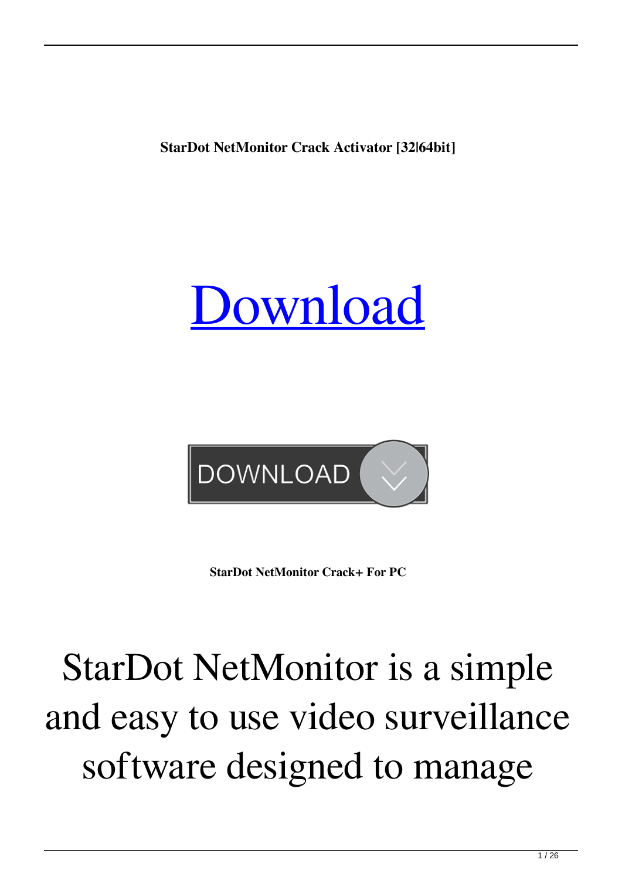**StarDot NetMonitor Crack Activator [32|64bit]**

# [Download](#)

DOWNLOAD

**StarDot NetMonitor Crack+ For PC**

# StarDot NetMonitor is a simple and easy to use video surveillance software designed to manage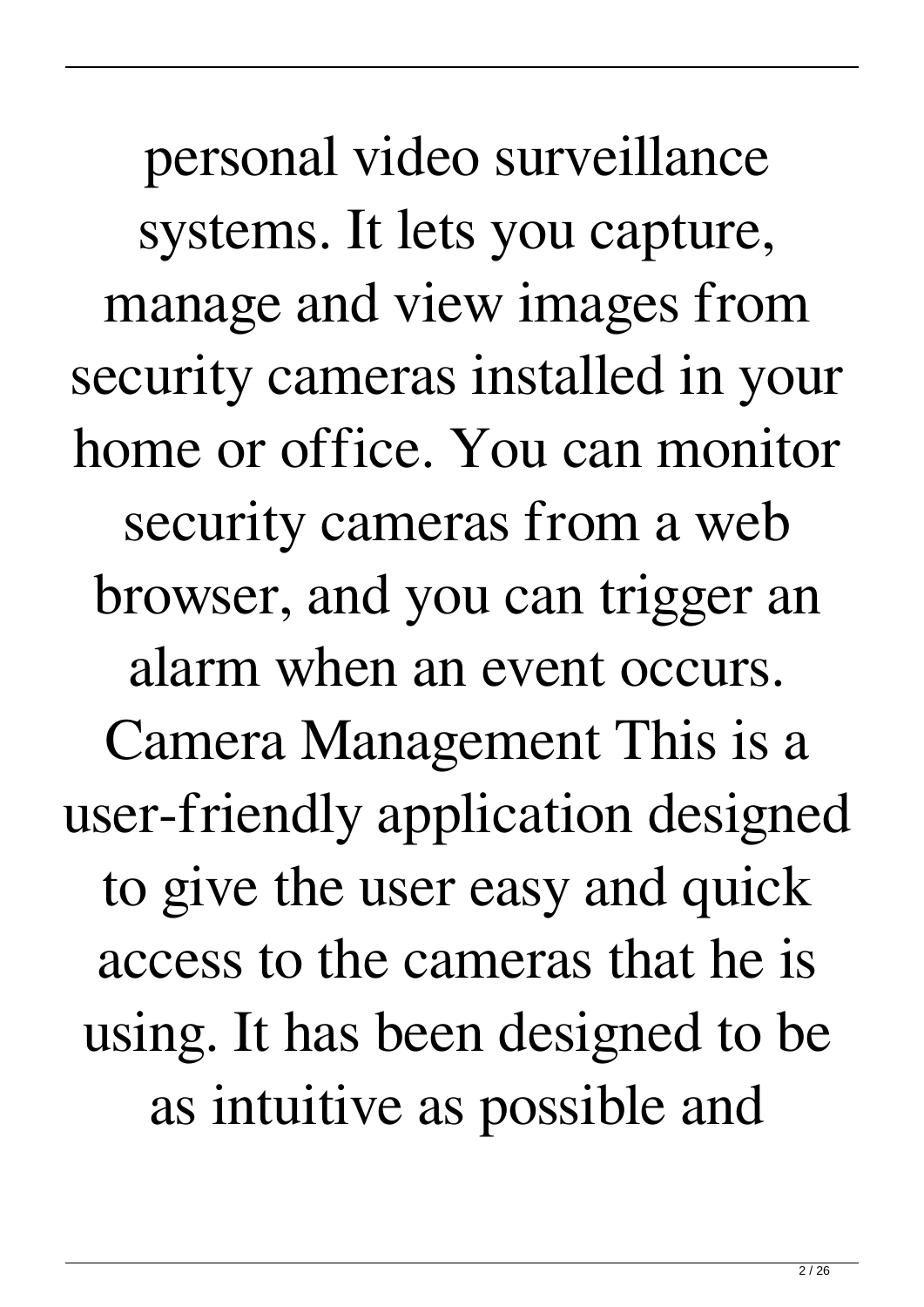personal video surveillance systems. It lets you capture, manage and view images from security cameras installed in your home or office. You can monitor security cameras from a web browser, and you can trigger an alarm when an event occurs. Camera Management This is a user-friendly application designed to give the user easy and quick access to the cameras that he is using. It has been designed to be as intuitive as possible and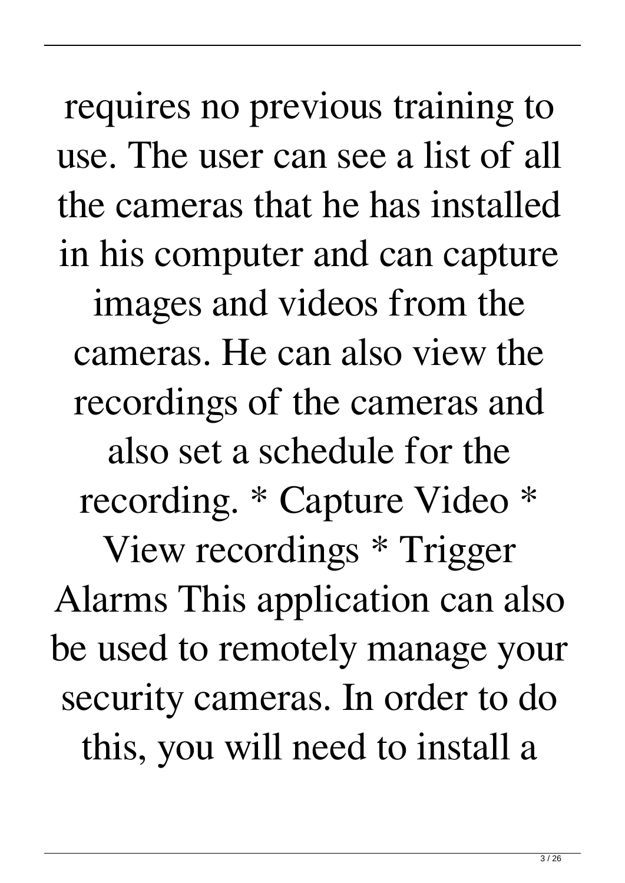requires no previous training to use. The user can see a list of all the cameras that he has installed in his computer and can capture images and videos from the cameras. He can also view the recordings of the cameras and also set a schedule for the recording. * Capture Video * View recordings * Trigger Alarms This application can also be used to remotely manage your security cameras. In order to do this, you will need to install a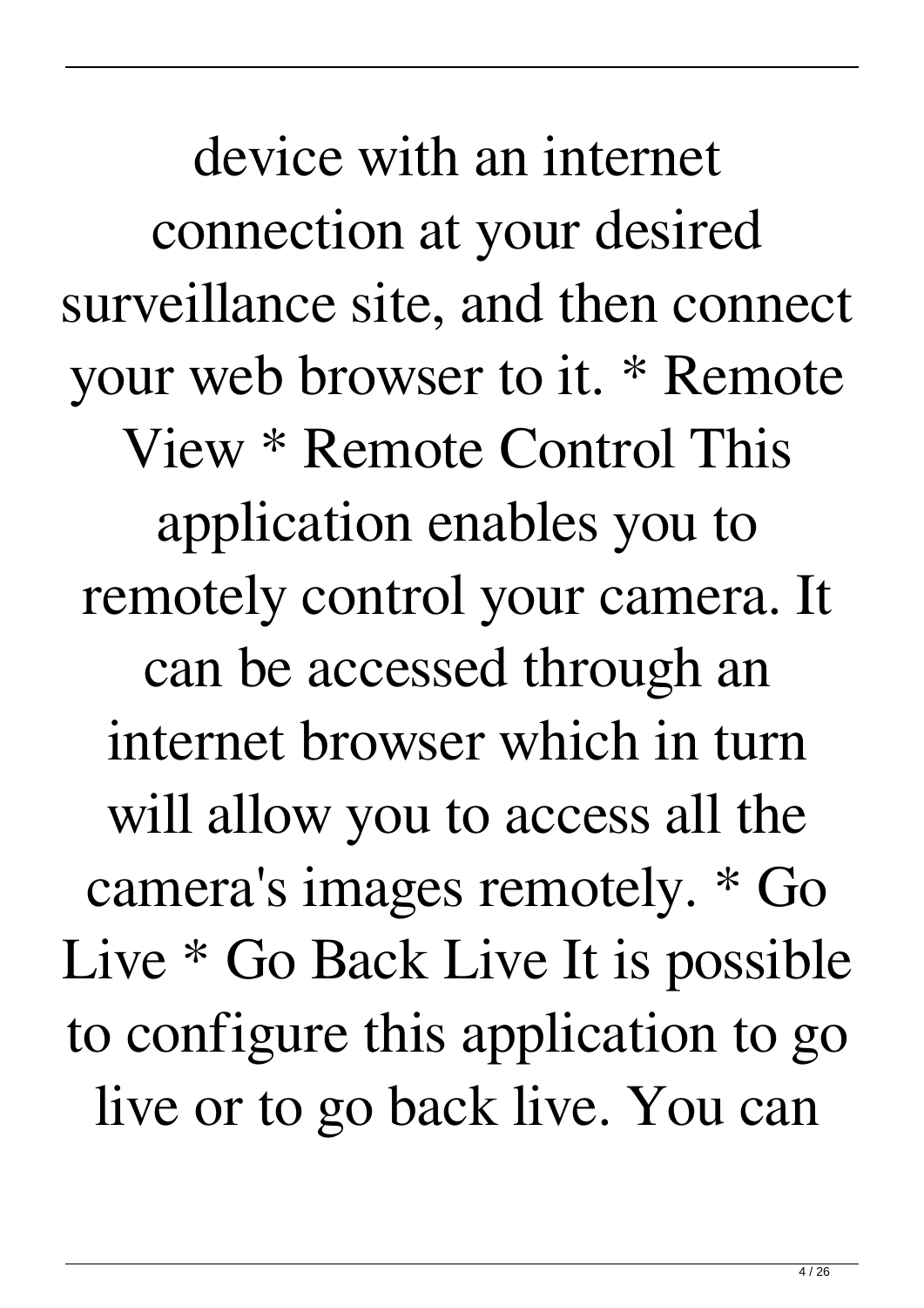device with an internet connection at your desired surveillance site, and then connect your web browser to it. * Remote View * Remote Control This application enables you to remotely control your camera. It can be accessed through an internet browser which in turn will allow you to access all the camera's images remotely. * Go Live * Go Back Live It is possible to configure this application to go live or to go back live. You can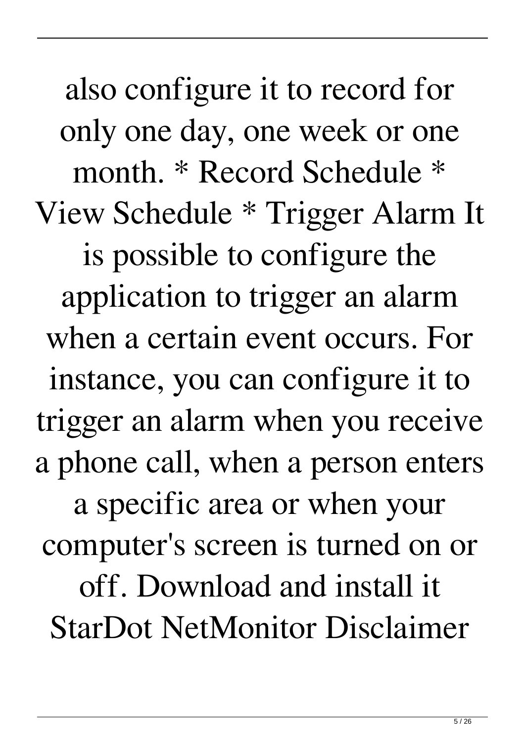also configure it to record for only one day, one week or one month. * Record Schedule * View Schedule * Trigger Alarm It is possible to configure the application to trigger an alarm when a certain event occurs. For instance, you can configure it to trigger an alarm when you receive a phone call, when a person enters a specific area or when your computer's screen is turned on or off. Download and install it StarDot NetMonitor Disclaimer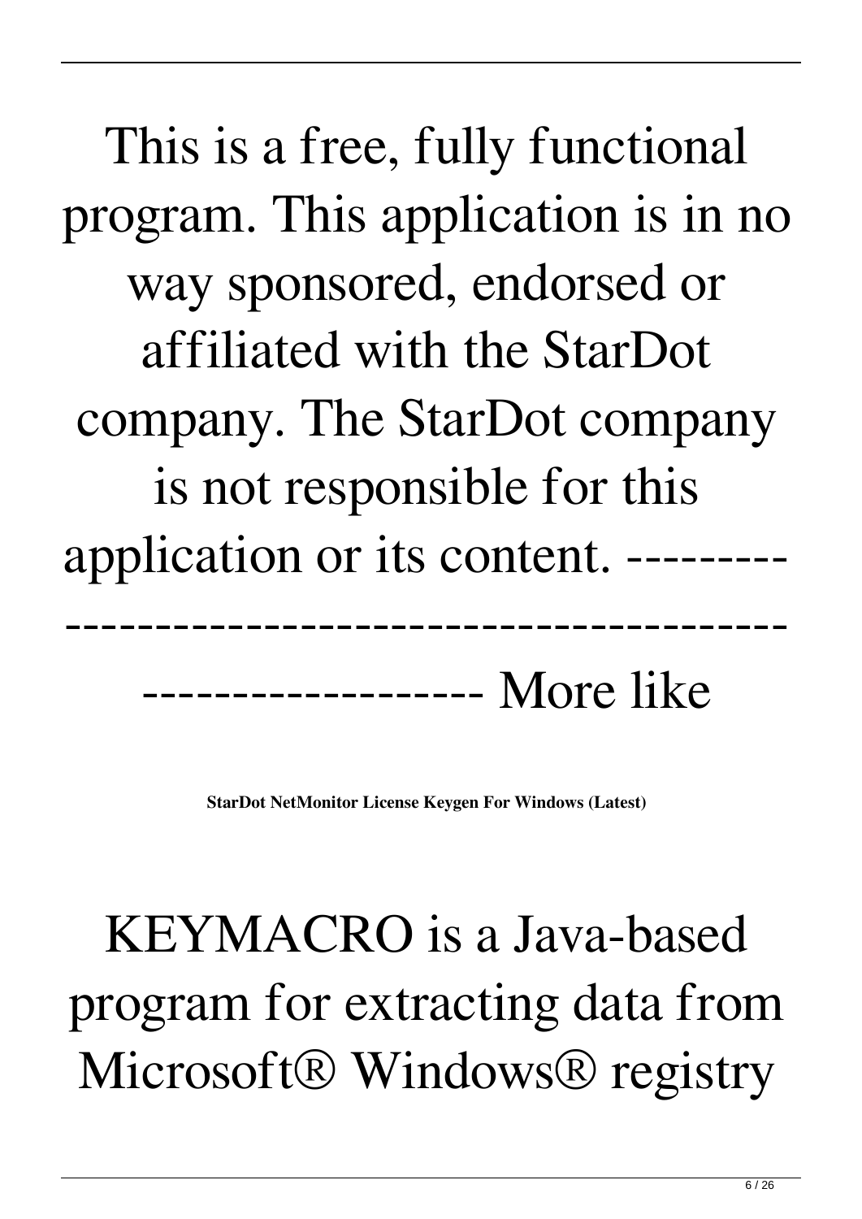This is a free, fully functional program. This application is in no way sponsored, endorsed or affiliated with the StarDot company. The StarDot company is not responsible for this application or its content. --------------------------------------------------------------------- More like

**StarDot NetMonitor License Keygen For Windows (Latest)**

KEYMACRO is a Java-based program for extracting data from Microsoft® Windows® registry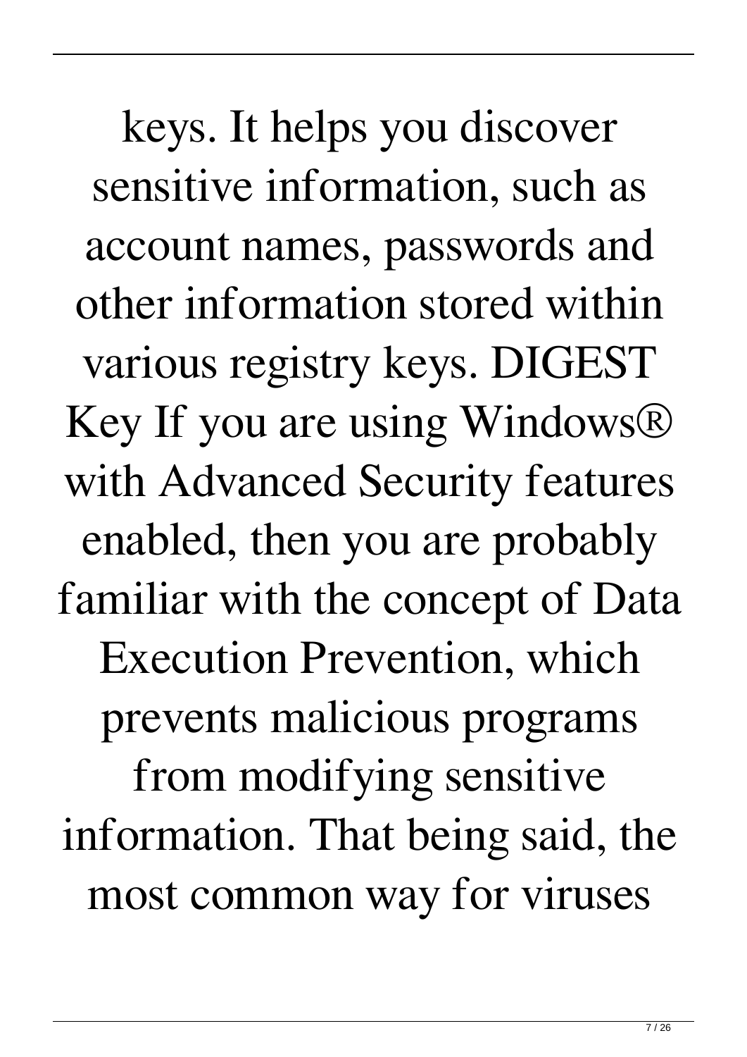keys. It helps you discover sensitive information, such as account names, passwords and other information stored within various registry keys. DIGEST Key If you are using Windows® with Advanced Security features enabled, then you are probably familiar with the concept of Data Execution Prevention, which prevents malicious programs from modifying sensitive information. That being said, the most common way for viruses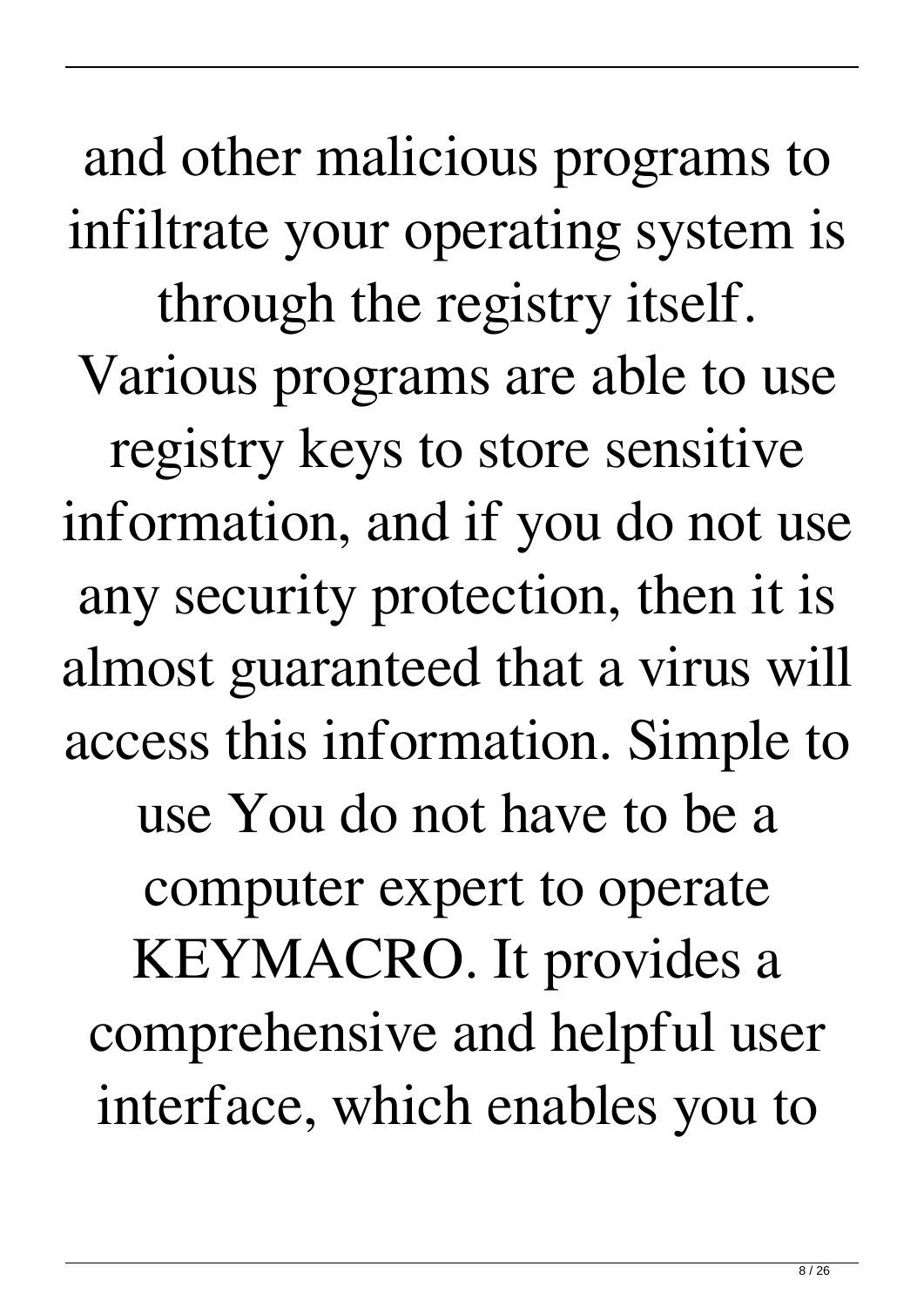and other malicious programs to infiltrate your operating system is through the registry itself. Various programs are able to use registry keys to store sensitive information, and if you do not use any security protection, then it is almost guaranteed that a virus will access this information. Simple to use You do not have to be a computer expert to operate KEYMACRO. It provides a comprehensive and helpful user interface, which enables you to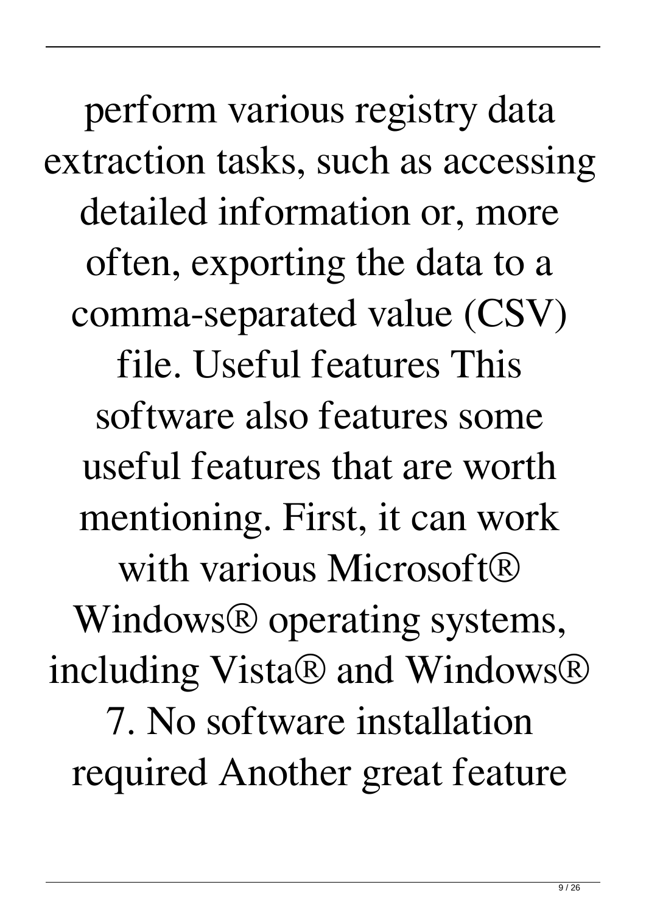perform various registry data extraction tasks, such as accessing detailed information or, more often, exporting the data to a comma-separated value (CSV) file. Useful features This software also features some useful features that are worth mentioning. First, it can work with various Microsoft® Windows® operating systems, including Vista® and Windows® 7. No software installation required Another great feature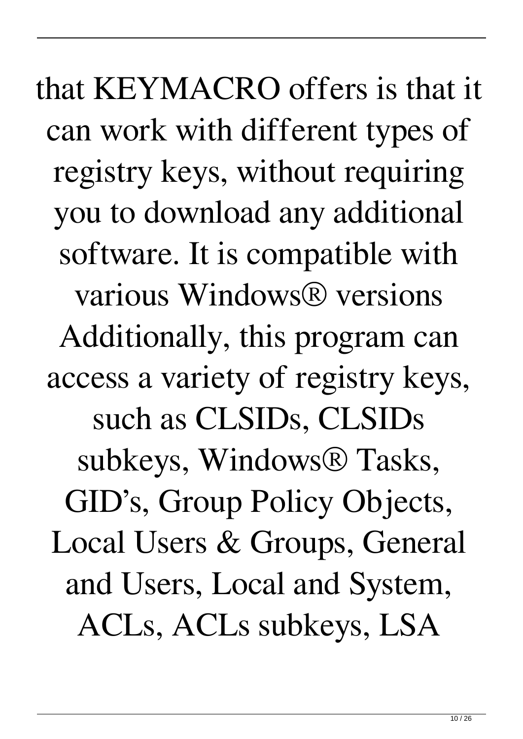that KEYMACRO offers is that it can work with different types of registry keys, without requiring you to download any additional software. It is compatible with various Windows® versions Additionally, this program can access a variety of registry keys, such as CLSIDs, CLSIDs subkeys, Windows® Tasks, GID's, Group Policy Objects, Local Users & Groups, General and Users, Local and System, ACLs, ACLs subkeys, LSA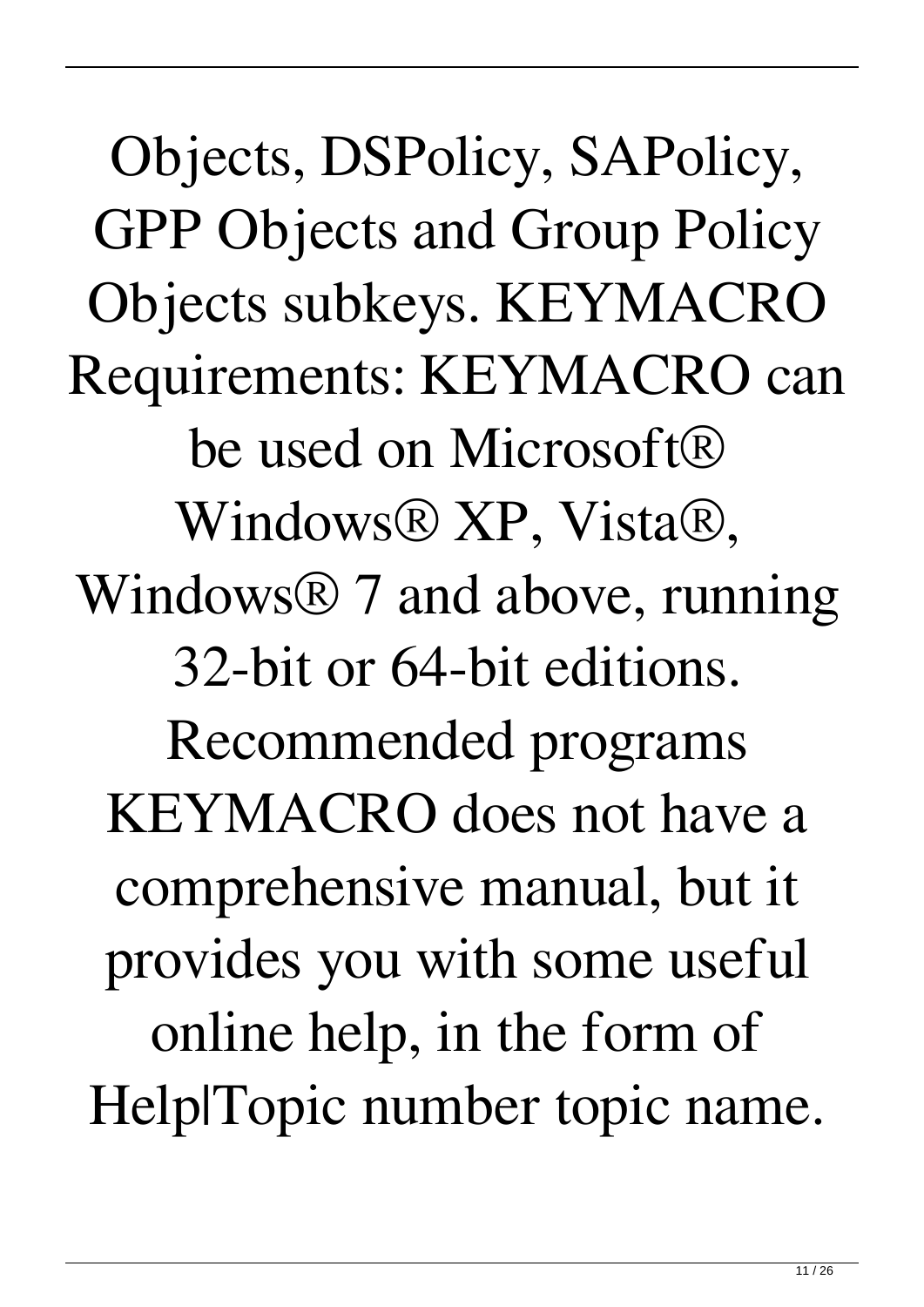Objects, DSPolicy, SAPolicy, GPP Objects and Group Policy Objects subkeys. KEYMACRO Requirements: KEYMACRO can be used on Microsoft® Windows® XP, Vista®, Windows® 7 and above, running 32-bit or 64-bit editions. Recommended programs KEYMACRO does not have a comprehensive manual, but it provides you with some useful online help, in the form of Help|Topic number topic name.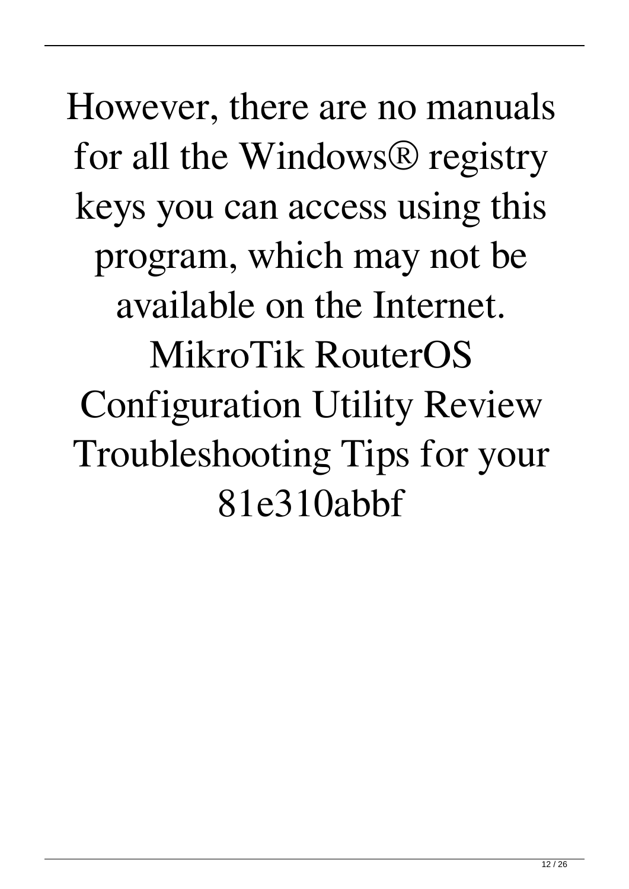However, there are no manuals for all the Windows® registry keys you can access using this program, which may not be available on the Internet. MikroTik RouterOS Configuration Utility Review Troubleshooting Tips for your 81e310abbf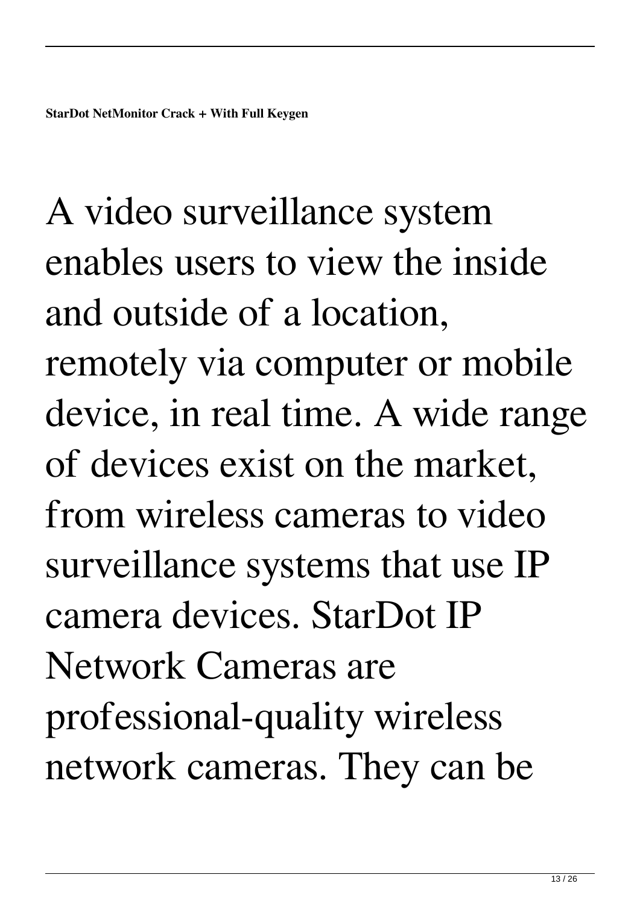**StarDot NetMonitor Crack + With Full Keygen**

A video surveillance system enables users to view the inside and outside of a location, remotely via computer or mobile device, in real time. A wide range of devices exist on the market, from wireless cameras to video surveillance systems that use IP camera devices. StarDot IP Network Cameras are professional-quality wireless network cameras. They can be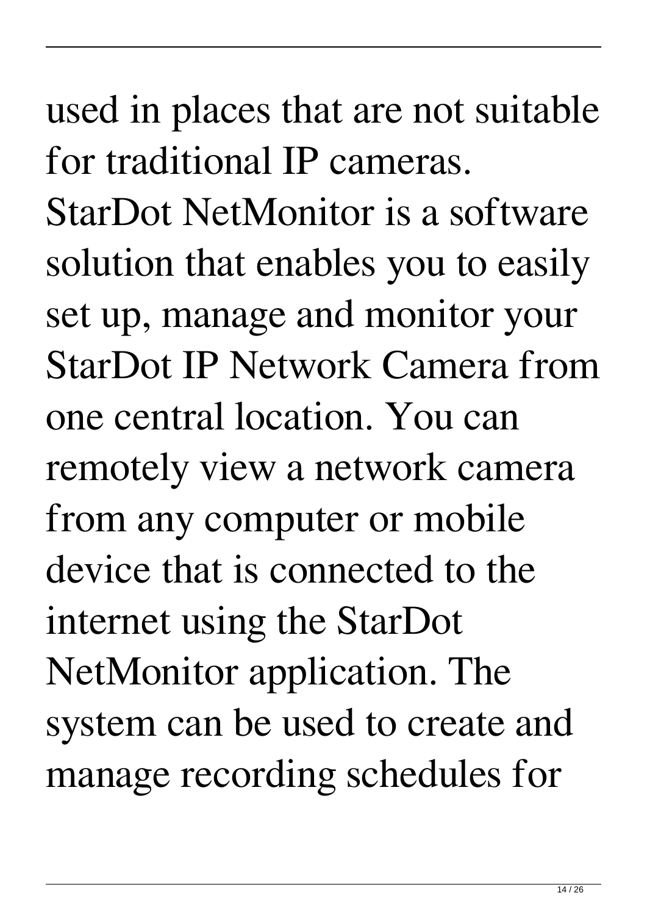used in places that are not suitable for traditional IP cameras. StarDot NetMonitor is a software solution that enables you to easily set up, manage and monitor your StarDot IP Network Camera from one central location. You can remotely view a network camera from any computer or mobile device that is connected to the internet using the StarDot NetMonitor application. The system can be used to create and manage recording schedules for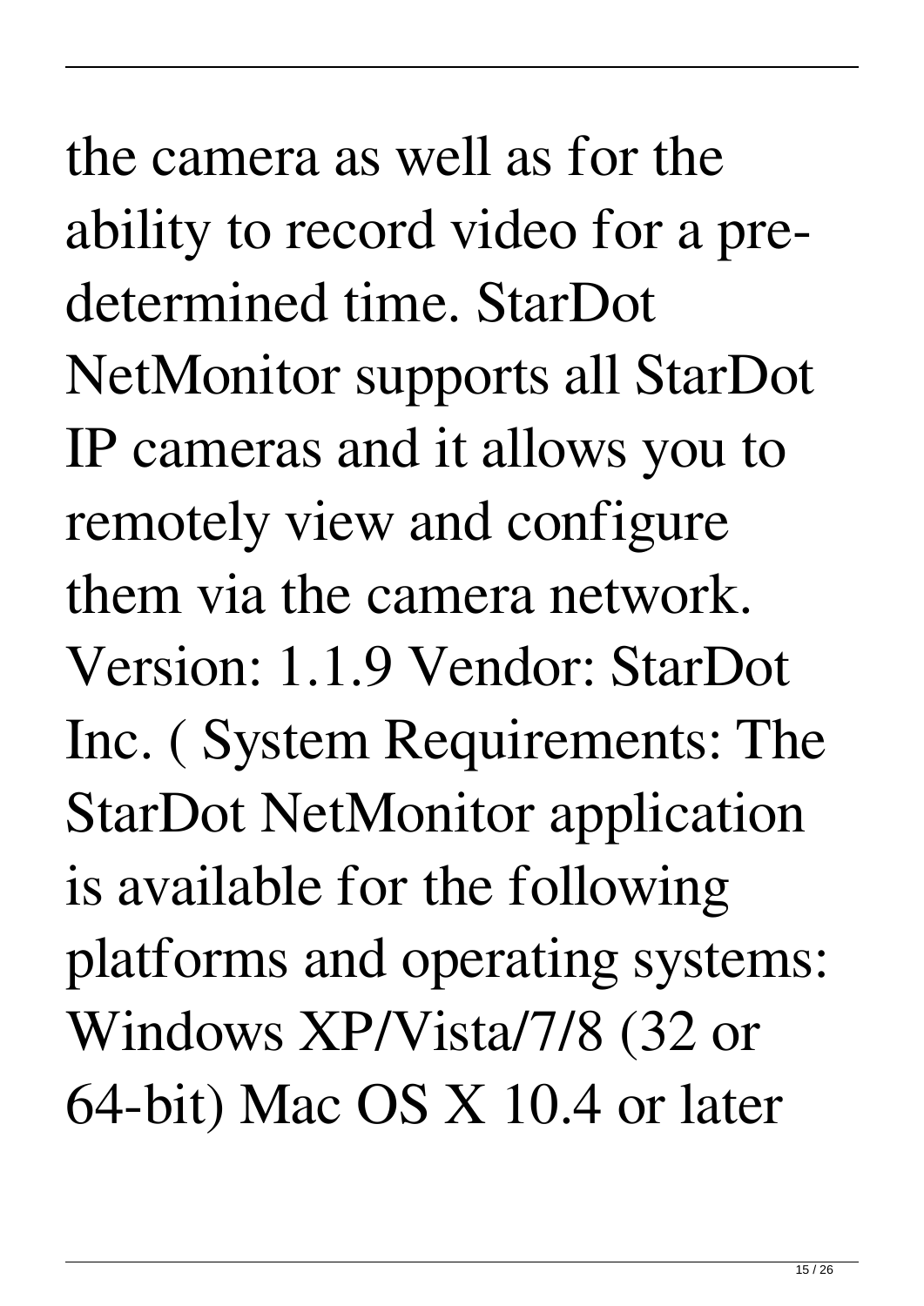the camera as well as for the ability to record video for a pre-determined time. StarDot NetMonitor supports all StarDot IP cameras and it allows you to remotely view and configure them via the camera network. Version: 1.1.9 Vendor: StarDot Inc. ( System Requirements: The StarDot NetMonitor application is available for the following platforms and operating systems: Windows XP/Vista/7/8 (32 or 64-bit) Mac OS X 10.4 or later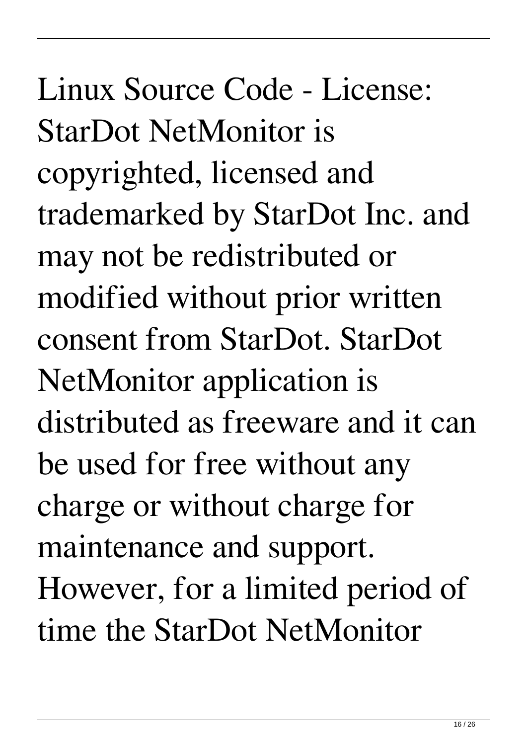Linux Source Code - License: StarDot NetMonitor is copyrighted, licensed and trademarked by StarDot Inc. and may not be redistributed or modified without prior written consent from StarDot. StarDot NetMonitor application is distributed as freeware and it can be used for free without any charge or without charge for maintenance and support. However, for a limited period of time the StarDot NetMonitor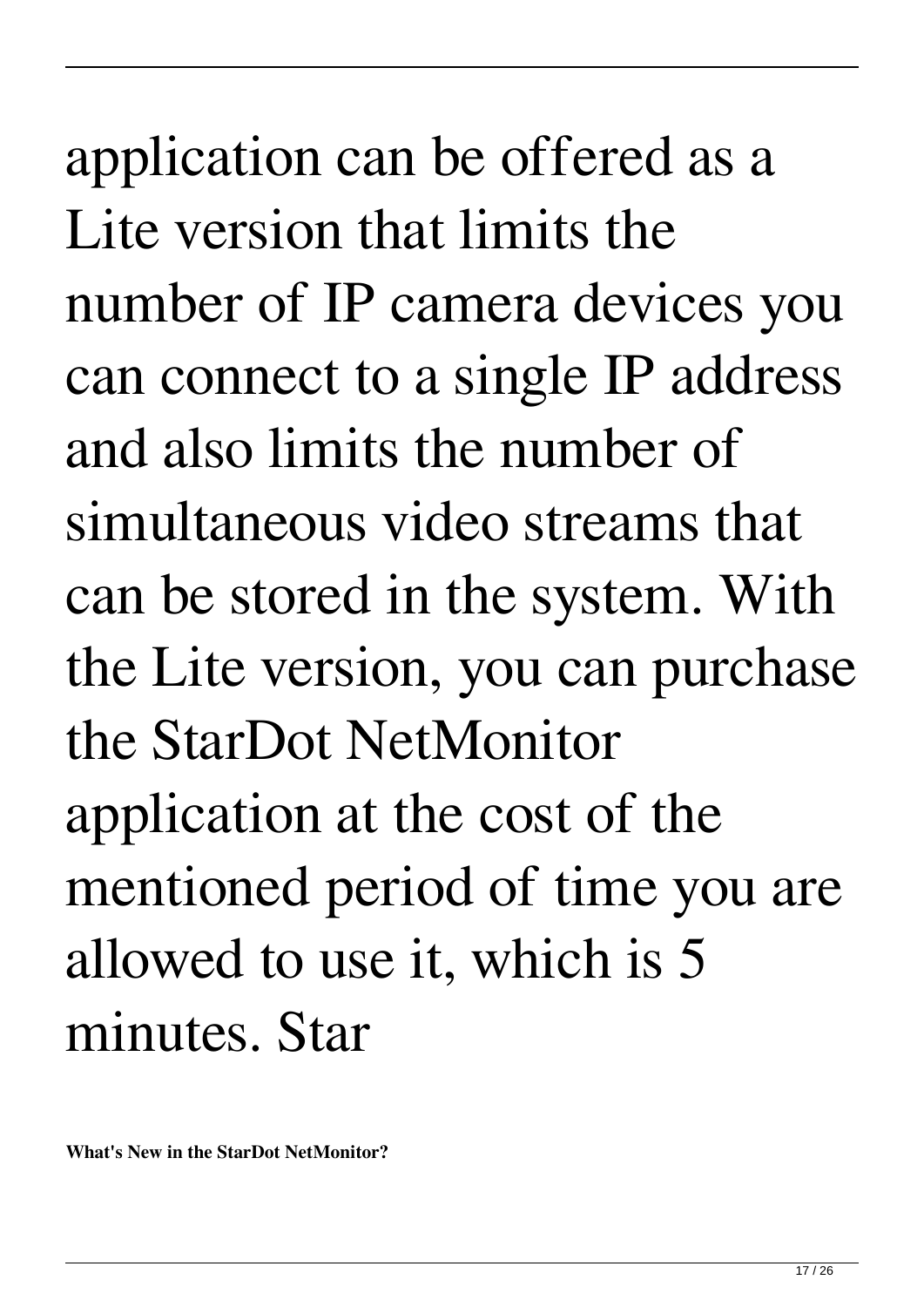application can be offered as a Lite version that limits the number of IP camera devices you can connect to a single IP address and also limits the number of simultaneous video streams that can be stored in the system. With the Lite version, you can purchase the StarDot NetMonitor application at the cost of the mentioned period of time you are allowed to use it, which is 5 minutes. Star

**What's New in the StarDot NetMonitor?**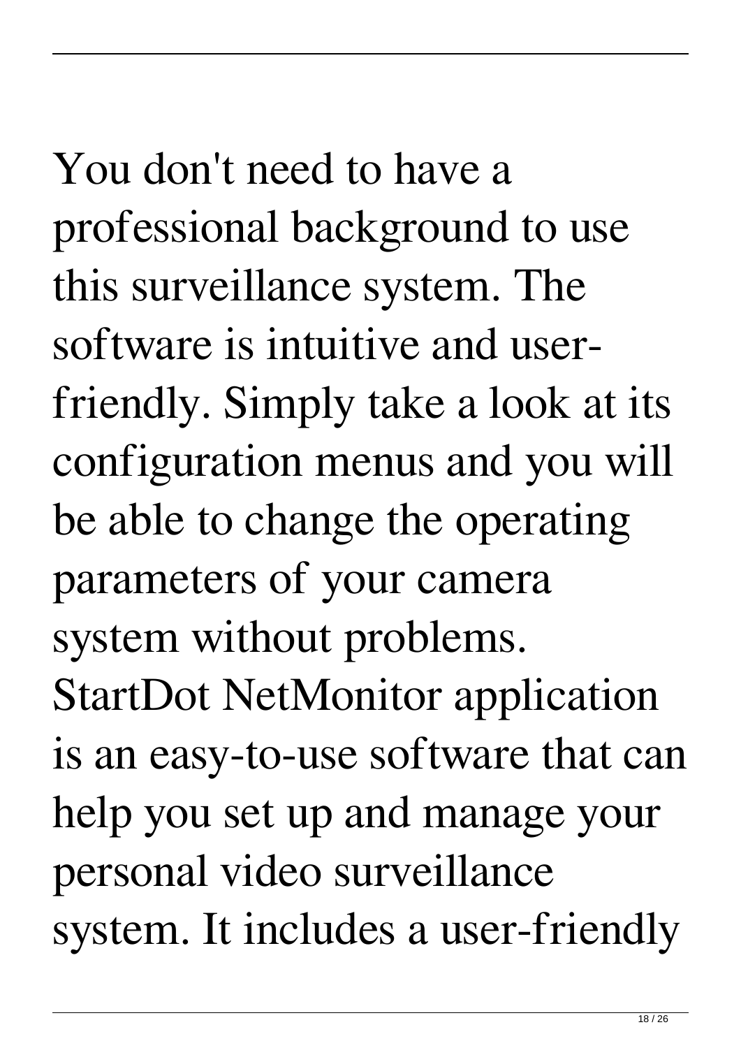You don't need to have a professional background to use this surveillance system. The software is intuitive and user-friendly. Simply take a look at its configuration menus and you will be able to change the operating parameters of your camera system without problems. StartDot NetMonitor application is an easy-to-use software that can help you set up and manage your personal video surveillance system. It includes a user-friendly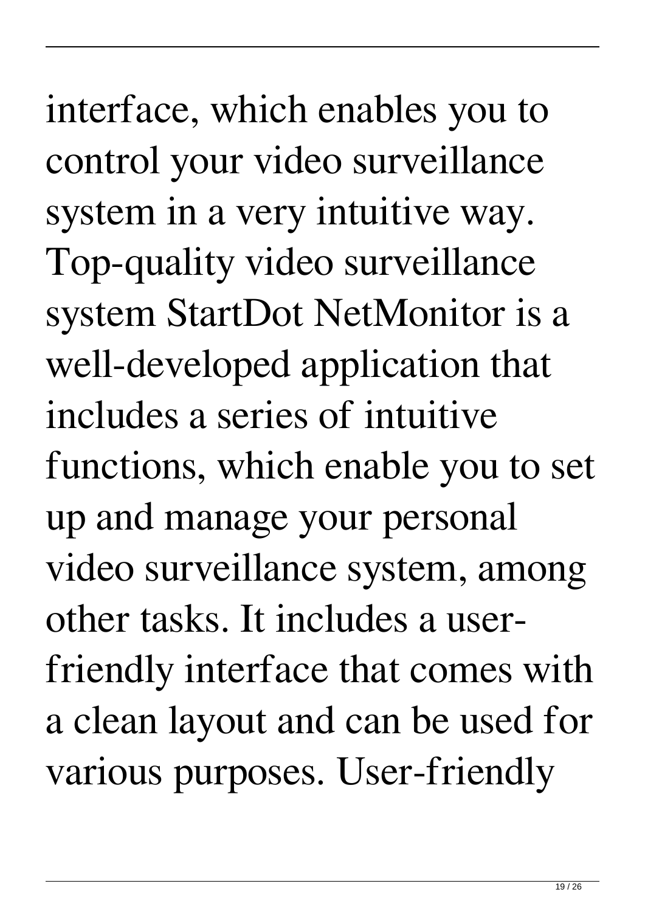interface, which enables you to control your video surveillance system in a very intuitive way. Top-quality video surveillance system StartDot NetMonitor is a well-developed application that includes a series of intuitive functions, which enable you to set up and manage your personal video surveillance system, among other tasks. It includes a user-friendly interface that comes with a clean layout and can be used for various purposes. User-friendly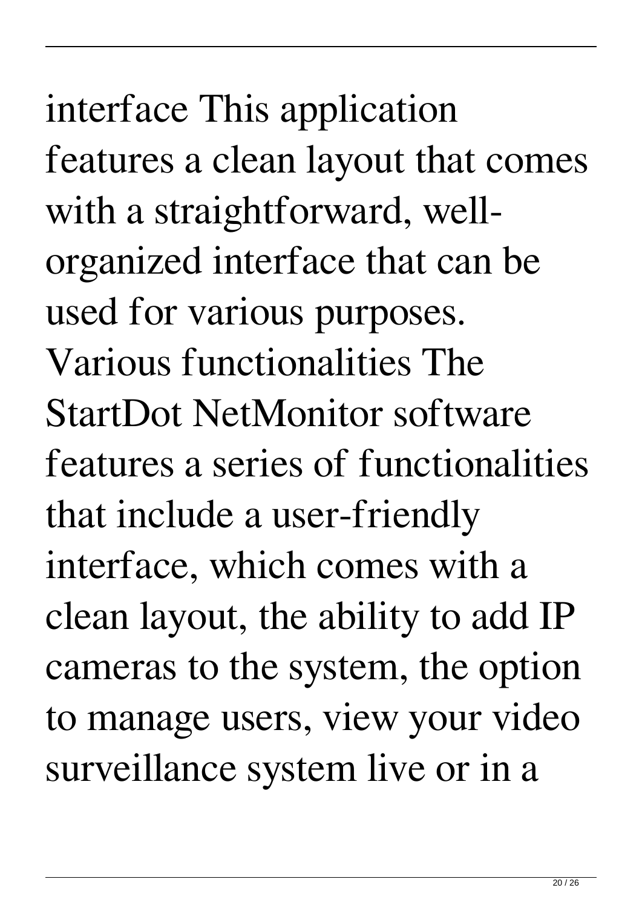interface This application features a clean layout that comes with a straightforward, well-organized interface that can be used for various purposes. Various functionalities The StartDot NetMonitor software features a series of functionalities that include a user-friendly interface, which comes with a clean layout, the ability to add IP cameras to the system, the option to manage users, view your video surveillance system live or in a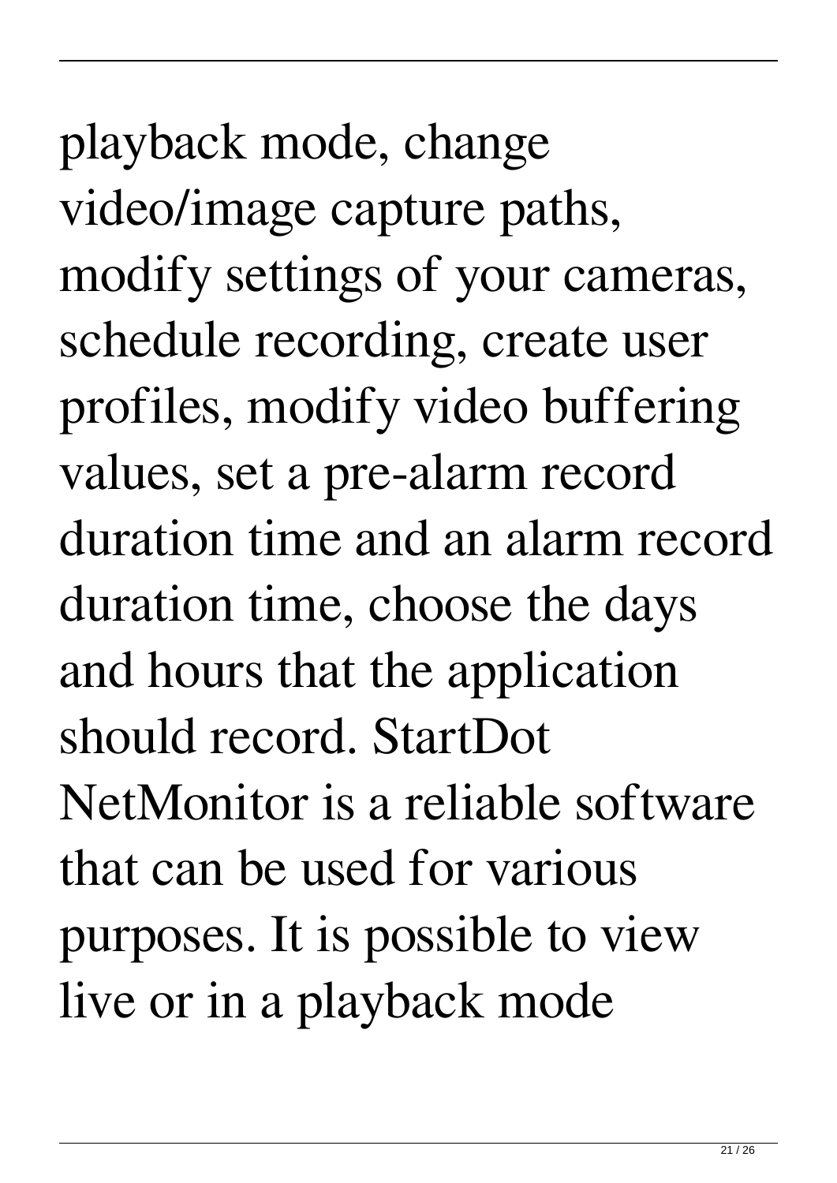playback mode, change video/image capture paths, modify settings of your cameras, schedule recording, create user profiles, modify video buffering values, set a pre-alarm record duration time and an alarm record duration time, choose the days and hours that the application should record. StartDot NetMonitor is a reliable software that can be used for various purposes. It is possible to view live or in a playback mode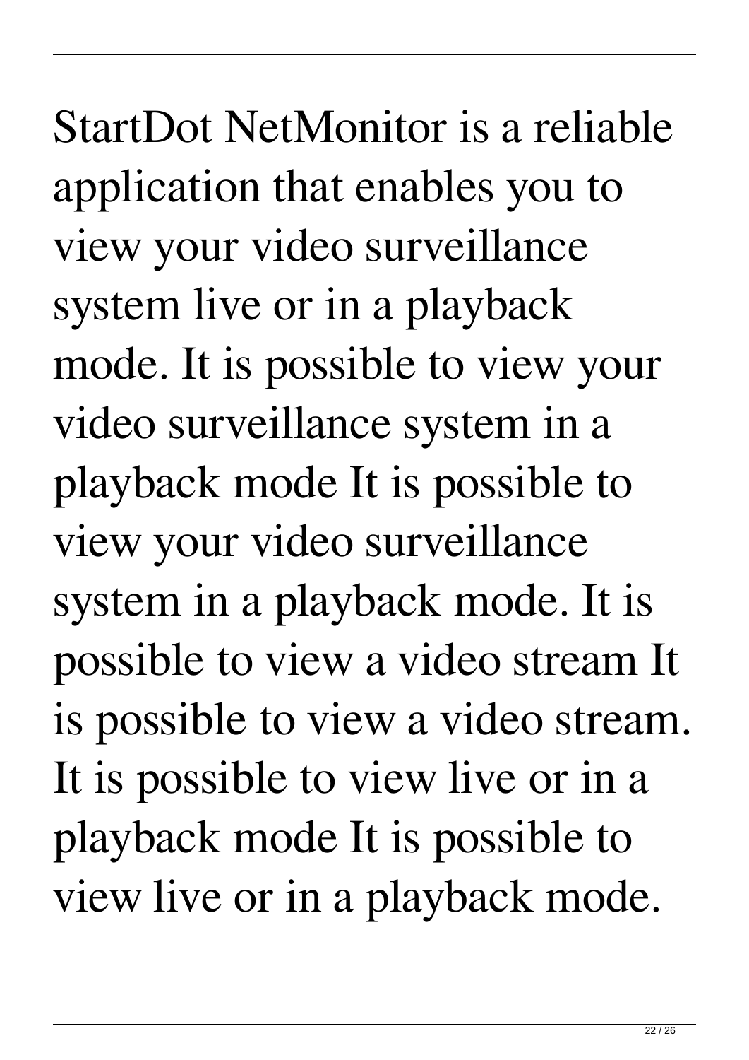StartDot NetMonitor is a reliable application that enables you to view your video surveillance system live or in a playback mode. It is possible to view your video surveillance system in a playback mode It is possible to view your video surveillance system in a playback mode. It is possible to view a video stream It is possible to view a video stream. It is possible to view live or in a playback mode It is possible to view live or in a playback mode.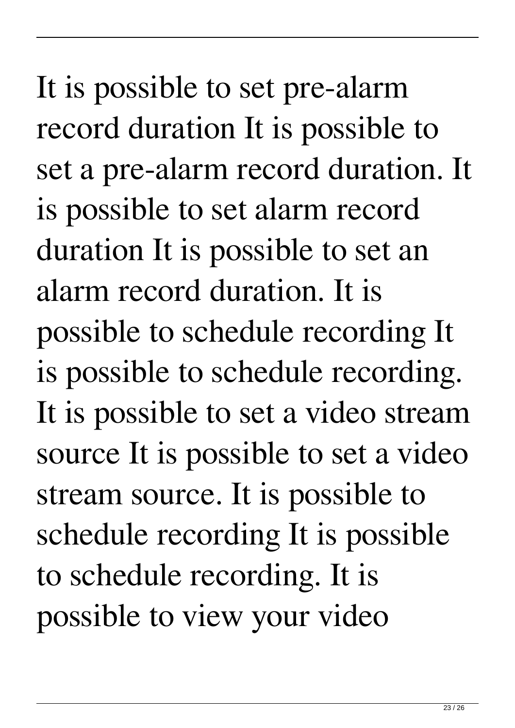It is possible to set pre-alarm record duration It is possible to set a pre-alarm record duration. It is possible to set alarm record duration It is possible to set an alarm record duration. It is possible to schedule recording It is possible to schedule recording. It is possible to set a video stream source It is possible to set a video stream source. It is possible to schedule recording It is possible to schedule recording. It is possible to view your video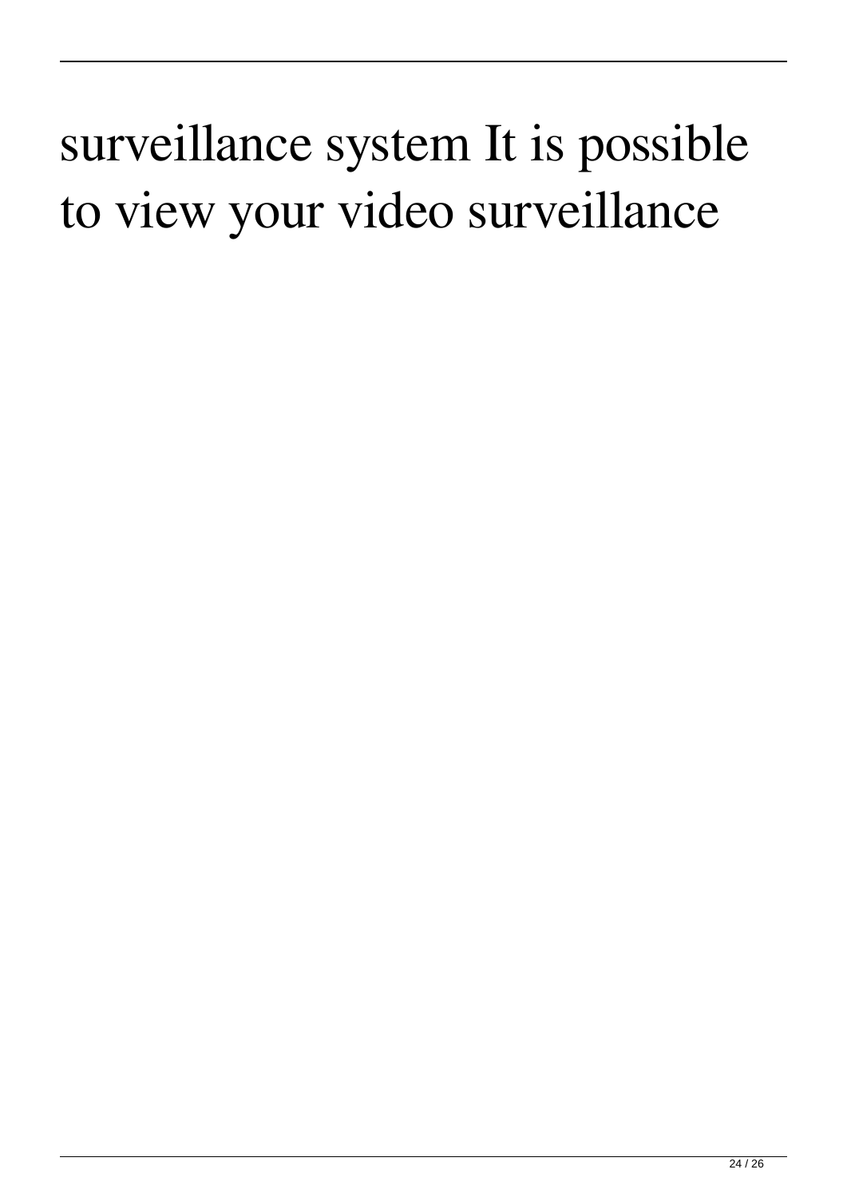surveillance system It is possible to view your video surveillance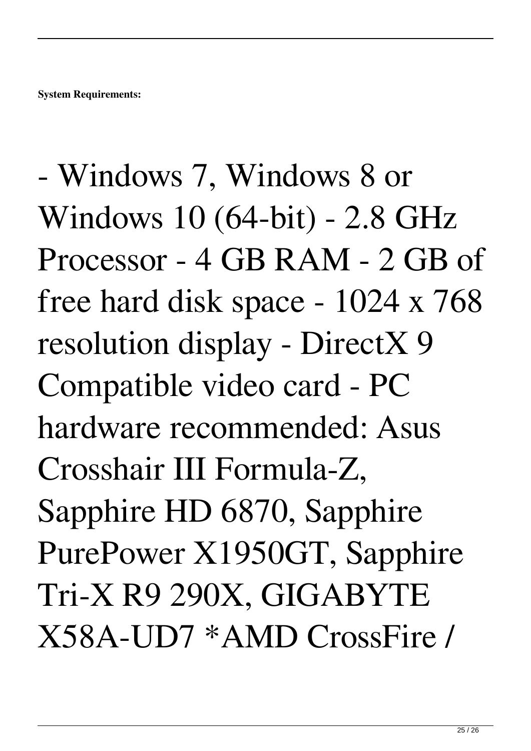**System Requirements:**

- Windows 7, Windows 8 or Windows 10 (64-bit) - 2.8 GHz Processor - 4 GB RAM - 2 GB of free hard disk space - 1024 x 768 resolution display - DirectX 9 Compatible video card - PC hardware recommended: Asus Crosshair III Formula-Z, Sapphire HD 6870, Sapphire PurePower X1950GT, Sapphire Tri-X R9 290X, GIGABYTE X58A-UD7 *AMD CrossFire /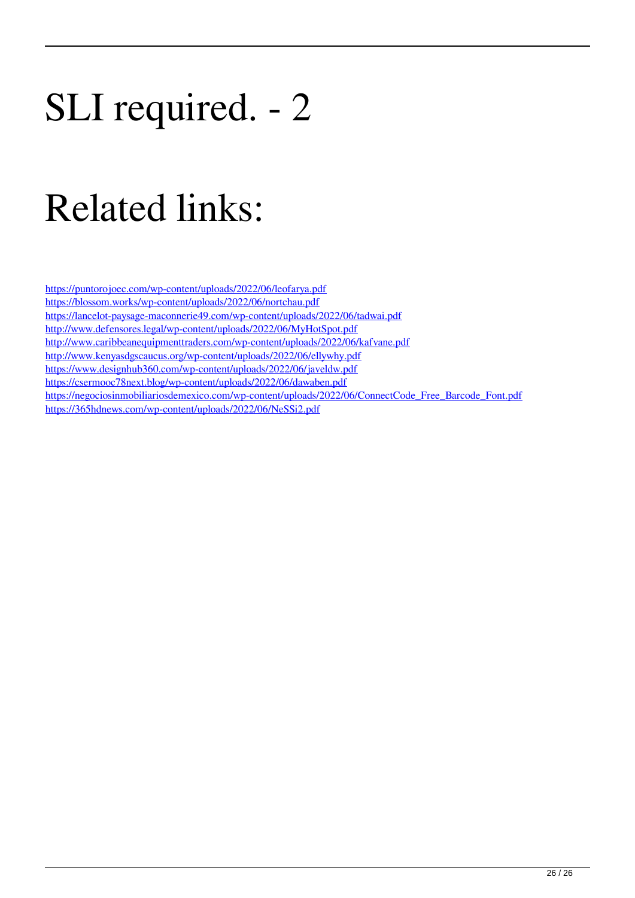# SLI required. - 2

# Related links:

https://puntorojoec.com/wp-content/uploads/2022/06/leofarya.pdf
https://blossom.works/wp-content/uploads/2022/06/nortchau.pdf
https://lancelot-paysage-maconnerie49.com/wp-content/uploads/2022/06/tadwai.pdf
http://www.defensores.legal/wp-content/uploads/2022/06/MyHotSpot.pdf
http://www.caribbeanequipmenttraders.com/wp-content/uploads/2022/06/kafvane.pdf
http://www.kenyasdgscaucus.org/wp-content/uploads/2022/06/ellywhy.pdf
https://www.designhub360.com/wp-content/uploads/2022/06/javeldw.pdf
https://csermooc78next.blog/wp-content/uploads/2022/06/dawaben.pdf
https://negociosinmobiliariosdemexico.com/wp-content/uploads/2022/06/ConnectCode_Free_Barcode_Font.pdf
https://365hdnews.com/wp-content/uploads/2022/06/NeSSi2.pdf